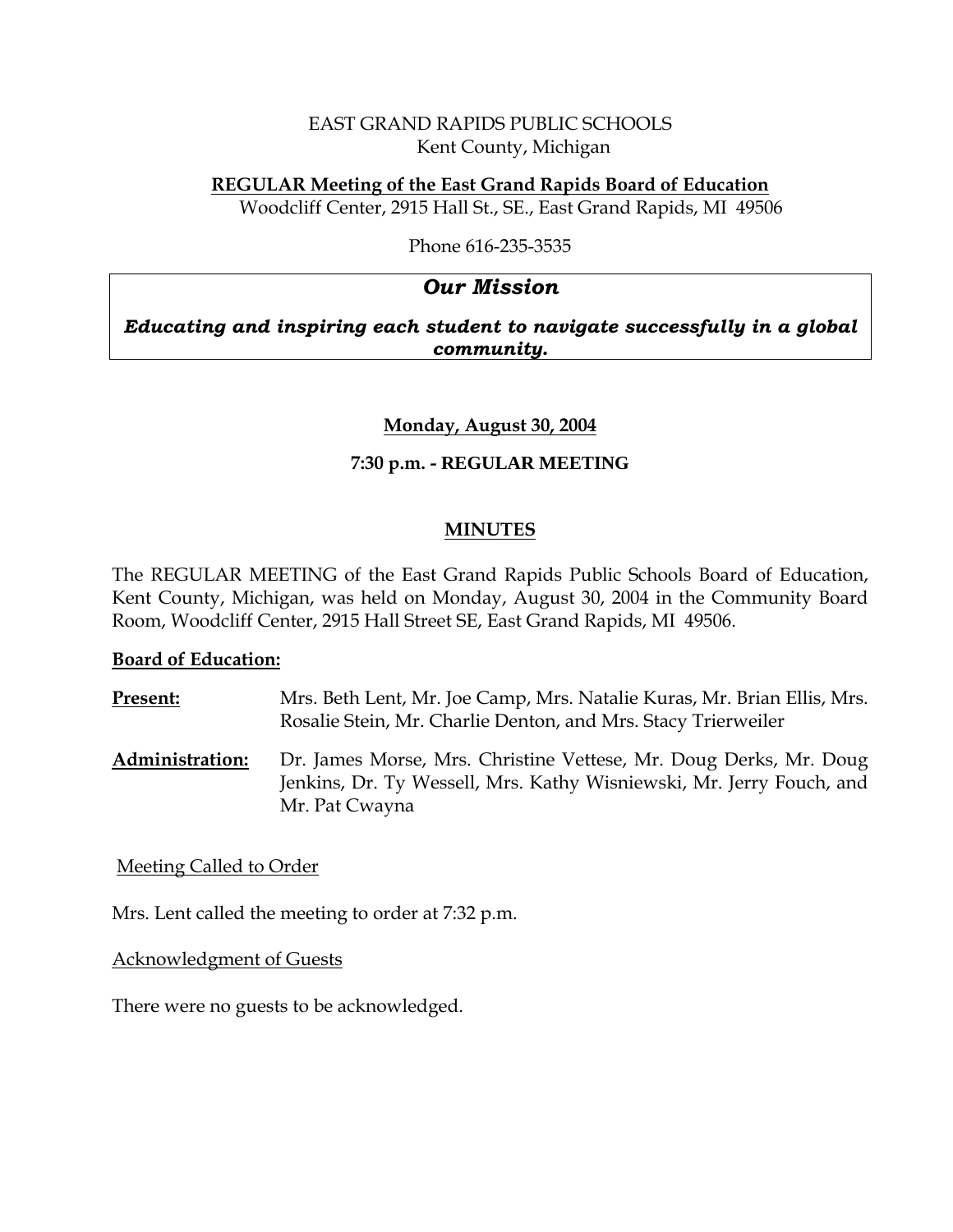EAST GRAND RAPIDS PUBLIC SCHOOLS
Kent County, Michigan

**REGULAR Meeting of the East Grand Rapids Board of Education**
Woodcliff Center, 2915 Hall St., SE., East Grand Rapids, MI 49506

Phone 616-235-3535

## *Our Mission*

***Educating and inspiring each student to navigate successfully in a global community.***

**Monday, August 30, 2004**

**7:30 p.m. - REGULAR MEETING**

## MINUTES

The REGULAR MEETING of the East Grand Rapids Public Schools Board of Education, Kent County, Michigan, was held on Monday, August 30, 2004 in the Community Board Room, Woodcliff Center, 2915 Hall Street SE, East Grand Rapids, MI 49506.

**Board of Education:**

**Present:** Mrs. Beth Lent, Mr. Joe Camp, Mrs. Natalie Kuras, Mr. Brian Ellis, Mrs. Rosalie Stein, Mr. Charlie Denton, and Mrs. Stacy Trierweiler

**Administration:** Dr. James Morse, Mrs. Christine Vettese, Mr. Doug Derks, Mr. Doug Jenkins, Dr. Ty Wessell, Mrs. Kathy Wisniewski, Mr. Jerry Fouch, and Mr. Pat Cwayna

Meeting Called to Order

Mrs. Lent called the meeting to order at 7:32 p.m.

Acknowledgment of Guests

There were no guests to be acknowledged.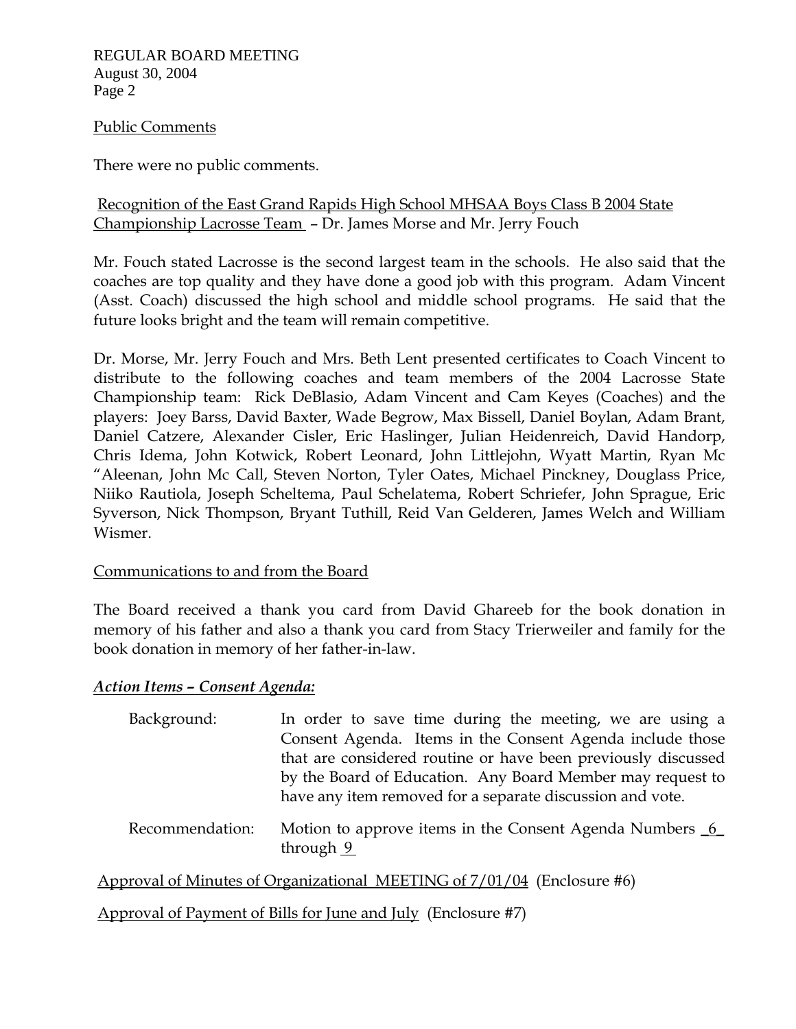Public Comments

There were no public comments.

Recognition of the East Grand Rapids High School MHSAA Boys Class B 2004 State Championship Lacrosse Team – Dr. James Morse and Mr. Jerry Fouch

Mr. Fouch stated Lacrosse is the second largest team in the schools. He also said that the coaches are top quality and they have done a good job with this program. Adam Vincent (Asst. Coach) discussed the high school and middle school programs. He said that the future looks bright and the team will remain competitive.

Dr. Morse, Mr. Jerry Fouch and Mrs. Beth Lent presented certificates to Coach Vincent to distribute to the following coaches and team members of the 2004 Lacrosse State Championship team: Rick DeBlasio, Adam Vincent and Cam Keyes (Coaches) and the players: Joey Barss, David Baxter, Wade Begrow, Max Bissell, Daniel Boylan, Adam Brant, Daniel Catzere, Alexander Cisler, Eric Haslinger, Julian Heidenreich, David Handorp, Chris Idema, John Kotwick, Robert Leonard, John Littlejohn, Wyatt Martin, Ryan Mc "Aleenan, John Mc Call, Steven Norton, Tyler Oates, Michael Pinckney, Douglass Price, Niiko Rautiola, Joseph Scheltema, Paul Schelatema, Robert Schriefer, John Sprague, Eric Syverson, Nick Thompson, Bryant Tuthill, Reid Van Gelderen, James Welch and William Wismer.

Communications to and from the Board

The Board received a thank you card from David Ghareeb for the book donation in memory of his father and also a thank you card from Stacy Trierweiler and family for the book donation in memory of her father-in-law.

***Action Items – Consent Agenda:***

Background: In order to save time during the meeting, we are using a Consent Agenda. Items in the Consent Agenda include those that are considered routine or have been previously discussed by the Board of Education. Any Board Member may request to have any item removed for a separate discussion and vote.

Recommendation: Motion to approve items in the Consent Agenda Numbers _6_ through _9_

Approval of Minutes of Organizational MEETING of 7/01/04 (Enclosure #6)

Approval of Payment of Bills for June and July (Enclosure #7)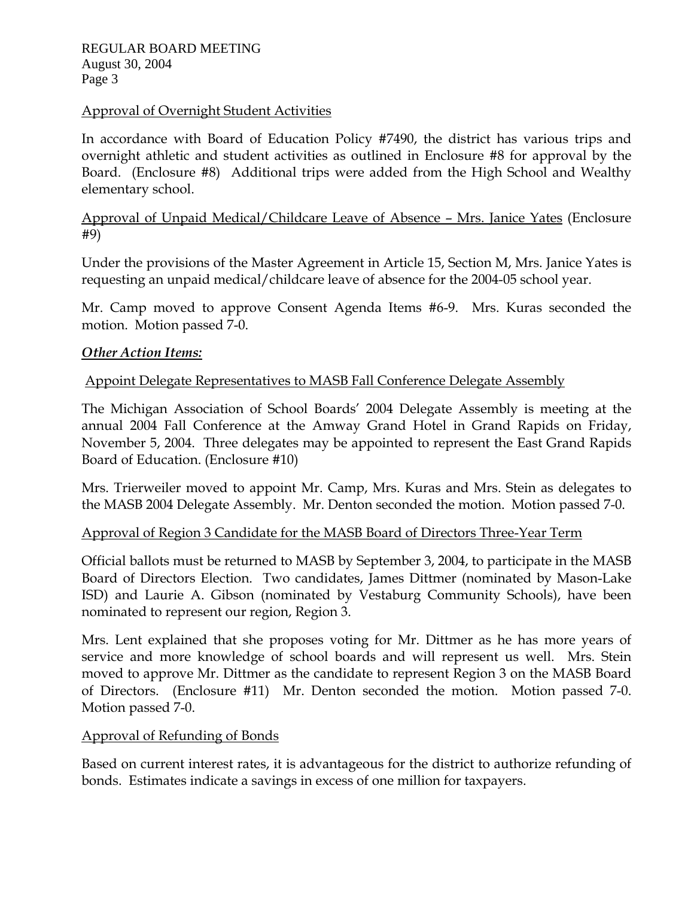Approval of Overnight Student Activities

In accordance with Board of Education Policy #7490, the district has various trips and overnight athletic and student activities as outlined in Enclosure #8 for approval by the Board. (Enclosure #8) Additional trips were added from the High School and Wealthy elementary school.

Approval of Unpaid Medical/Childcare Leave of Absence – Mrs. Janice Yates (Enclosure #9)

Under the provisions of the Master Agreement in Article 15, Section M, Mrs. Janice Yates is requesting an unpaid medical/childcare leave of absence for the 2004-05 school year.

Mr. Camp moved to approve Consent Agenda Items #6-9. Mrs. Kuras seconded the motion. Motion passed 7-0.

***Other Action Items:***

Appoint Delegate Representatives to MASB Fall Conference Delegate Assembly

The Michigan Association of School Boards' 2004 Delegate Assembly is meeting at the annual 2004 Fall Conference at the Amway Grand Hotel in Grand Rapids on Friday, November 5, 2004. Three delegates may be appointed to represent the East Grand Rapids Board of Education. (Enclosure #10)

Mrs. Trierweiler moved to appoint Mr. Camp, Mrs. Kuras and Mrs. Stein as delegates to the MASB 2004 Delegate Assembly. Mr. Denton seconded the motion. Motion passed 7-0.

Approval of Region 3 Candidate for the MASB Board of Directors Three-Year Term

Official ballots must be returned to MASB by September 3, 2004, to participate in the MASB Board of Directors Election. Two candidates, James Dittmer (nominated by Mason-Lake ISD) and Laurie A. Gibson (nominated by Vestaburg Community Schools), have been nominated to represent our region, Region 3.

Mrs. Lent explained that she proposes voting for Mr. Dittmer as he has more years of service and more knowledge of school boards and will represent us well. Mrs. Stein moved to approve Mr. Dittmer as the candidate to represent Region 3 on the MASB Board of Directors. (Enclosure #11) Mr. Denton seconded the motion. Motion passed 7-0. Motion passed 7-0.

Approval of Refunding of Bonds

Based on current interest rates, it is advantageous for the district to authorize refunding of bonds. Estimates indicate a savings in excess of one million for taxpayers.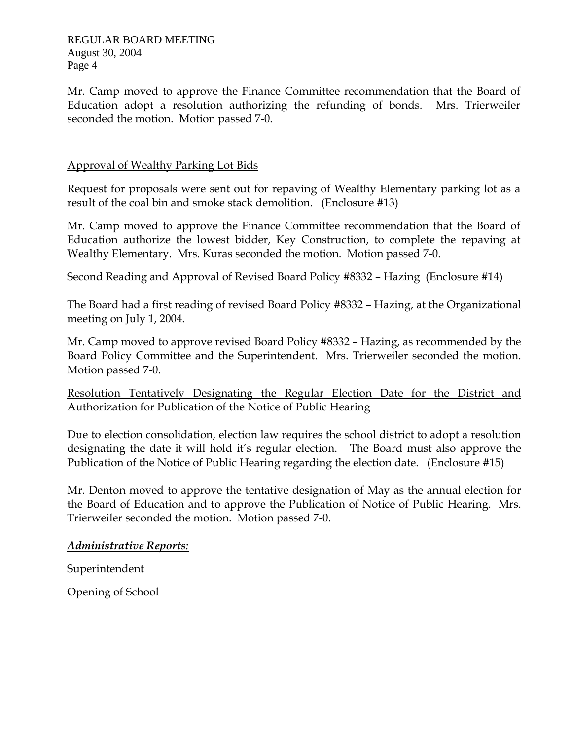Mr. Camp moved to approve the Finance Committee recommendation that the Board of Education adopt a resolution authorizing the refunding of bonds. Mrs. Trierweiler seconded the motion. Motion passed 7-0.

<u>Approval of Wealthy Parking Lot Bids</u>

Request for proposals were sent out for repaving of Wealthy Elementary parking lot as a result of the coal bin and smoke stack demolition. (Enclosure #13)

Mr. Camp moved to approve the Finance Committee recommendation that the Board of Education authorize the lowest bidder, Key Construction, to complete the repaving at Wealthy Elementary. Mrs. Kuras seconded the motion. Motion passed 7-0.

<u>Second Reading and Approval of Revised Board Policy #8332 – Hazing</u> (Enclosure #14)

The Board had a first reading of revised Board Policy #8332 – Hazing, at the Organizational meeting on July 1, 2004.

Mr. Camp moved to approve revised Board Policy #8332 – Hazing, as recommended by the Board Policy Committee and the Superintendent. Mrs. Trierweiler seconded the motion. Motion passed 7-0.

<u>Resolution Tentatively Designating the Regular Election Date for the District and Authorization for Publication of the Notice of Public Hearing</u>

Due to election consolidation, election law requires the school district to adopt a resolution designating the date it will hold it's regular election. The Board must also approve the Publication of the Notice of Public Hearing regarding the election date. (Enclosure #15)

Mr. Denton moved to approve the tentative designation of May as the annual election for the Board of Education and to approve the Publication of Notice of Public Hearing. Mrs. Trierweiler seconded the motion. Motion passed 7-0.

***<u>Administrative Reports:</u>***

<u>Superintendent</u>

Opening of School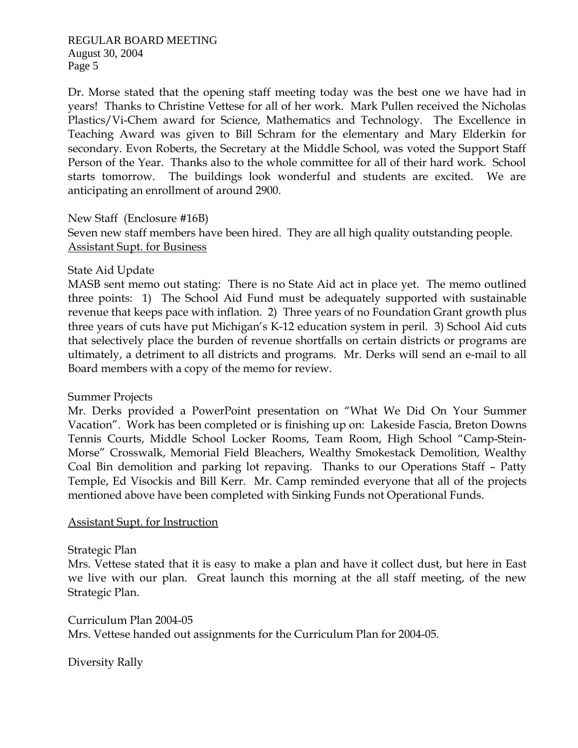Dr. Morse stated that the opening staff meeting today was the best one we have had in years! Thanks to Christine Vettese for all of her work. Mark Pullen received the Nicholas Plastics/Vi-Chem award for Science, Mathematics and Technology. The Excellence in Teaching Award was given to Bill Schram for the elementary and Mary Elderkin for secondary. Evon Roberts, the Secretary at the Middle School, was voted the Support Staff Person of the Year. Thanks also to the whole committee for all of their hard work. School starts tomorrow. The buildings look wonderful and students are excited. We are anticipating an enrollment of around 2900.

New Staff (Enclosure #16B)

Seven new staff members have been hired. They are all high quality outstanding people.

<u>Assistant Supt. for Business</u>

State Aid Update

MASB sent memo out stating: There is no State Aid act in place yet. The memo outlined three points: 1) The School Aid Fund must be adequately supported with sustainable revenue that keeps pace with inflation. 2) Three years of no Foundation Grant growth plus three years of cuts have put Michigan's K-12 education system in peril. 3) School Aid cuts that selectively place the burden of revenue shortfalls on certain districts or programs are ultimately, a detriment to all districts and programs. Mr. Derks will send an e-mail to all Board members with a copy of the memo for review.

Summer Projects

Mr. Derks provided a PowerPoint presentation on "What We Did On Your Summer Vacation". Work has been completed or is finishing up on: Lakeside Fascia, Breton Downs Tennis Courts, Middle School Locker Rooms, Team Room, High School "Camp-Stein-Morse" Crosswalk, Memorial Field Bleachers, Wealthy Smokestack Demolition, Wealthy Coal Bin demolition and parking lot repaving. Thanks to our Operations Staff – Patty Temple, Ed Visockis and Bill Kerr. Mr. Camp reminded everyone that all of the projects mentioned above have been completed with Sinking Funds not Operational Funds.

<u>Assistant Supt. for Instruction</u>

Strategic Plan

Mrs. Vettese stated that it is easy to make a plan and have it collect dust, but here in East we live with our plan. Great launch this morning at the all staff meeting, of the new Strategic Plan.

Curriculum Plan 2004-05

Mrs. Vettese handed out assignments for the Curriculum Plan for 2004-05.

Diversity Rally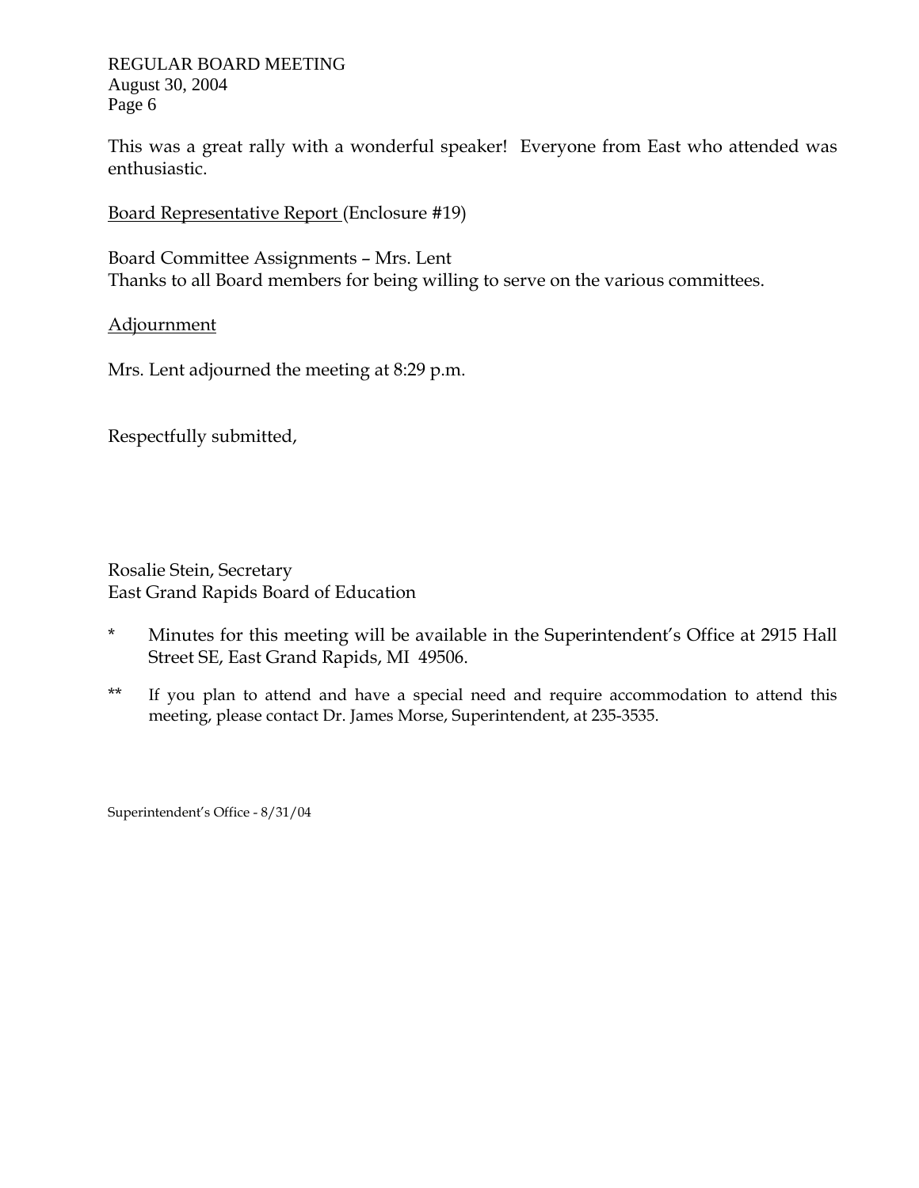This was a great rally with a wonderful speaker! Everyone from East who attended was enthusiastic.

<u>Board Representative Report</u> (Enclosure #19)

Board Committee Assignments – Mrs. Lent
Thanks to all Board members for being willing to serve on the various committees.

<u>Adjournment</u>

Mrs. Lent adjourned the meeting at 8:29 p.m.

Respectfully submitted,

Rosalie Stein, Secretary
East Grand Rapids Board of Education

\* Minutes for this meeting will be available in the Superintendent's Office at 2915 Hall Street SE, East Grand Rapids, MI 49506.

\*\* If you plan to attend and have a special need and require accommodation to attend this meeting, please contact Dr. James Morse, Superintendent, at 235-3535.

Superintendent's Office - 8/31/04